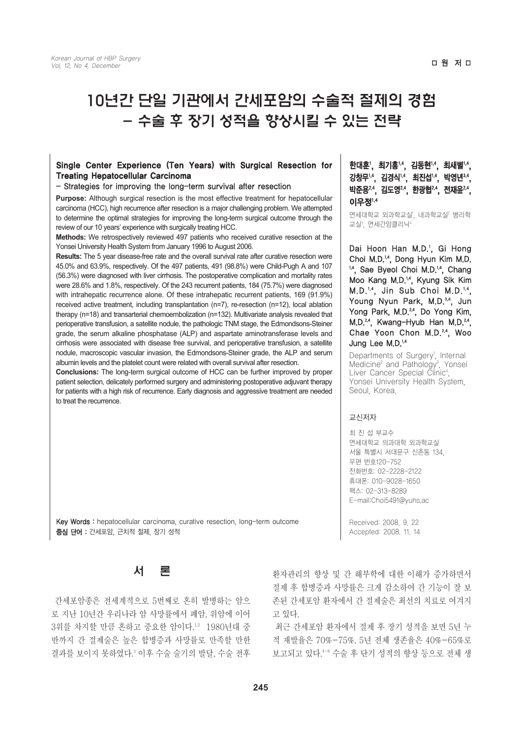□ 원 저 □

# 10년간 단일 기관에서 간세포암의 수술적 절제의 경험 – 수술 후 장기 성적을 향상시킬 수 있는 전략

## Single Center Experience (Ten Years) with Surgical Resection for Treating Hepatocellular Carcinoma

– Strategies for improving the long-term survival after resection

**Purpose:** Although surgical resection is the most effective treatment for hepatocellular carcinoma (HCC), high recurrence after resection is a major challenging problem. We attempted to determine the optimal strategies for improving the long-term surgical outcome through the review of our 10 years' experience with surgically treating HCC.

**Methods:** We retrospectively reviewed 497 patients who received curative resection at the Yonsei University Health System from January 1996 to August 2006.

**Results:** The 5 year disease-free rate and the overall survival rate after curative resection were 45.0% and 63.9%, respectively. Of the 497 patients, 491 (98.8%) were Child-Pugh A and 107 (56.3%) were diagnosed with liver cirrhosis. The postoperative complication and mortality rates were 28.6% and 1.8%, respectively. Of the 243 recurrent patients, 184 (75.7%) were diagnosed with intrahepatic recurrence alone. Of these intrahepatic recurrent patients, 169 (91.9%) received active treatment, including transplantation (n=7), re-resection (n=12), local ablation therapy (n=18) and transarterial chemoembolization (n=132). Multivariate analysis revealed that perioperative transfusion, a satellite nodule, the pathologic TNM stage, the Edmondsons-Steiner grade, the serum alkaline phosphatase (ALP) and aspartate aminotransferase levels and cirrhosis were associated with disease free survival, and perioperative transfusion, a satellite nodule, macroscopic vascular invasion, the Edmondsons-Steiner grade, the ALP and serum albumin levels and the platelet count were related with overall survival after resection.

**Conclusions:** The long-term surgical outcome of HCC can be further improved by proper patient selection, delicately performed surgery and administering postoperative adjuvant therapy for patients with a high risk of recurrence. Early diagnosis and aggressive treatment are needed to treat the recurrence.

**Key Words :** hepatocellular carcinoma, curative resection, long-term outcome

**중심 단어 :** 간세포암, 근치적 절제, 장기 성적

**한대훈[1], 최기홍[1,4], 김동현[1,4], 최새별[1,4], 강창무[1,4], 김경식[1,4], 최진섭[1,4], 박영년[3,4], 박준용[2,4], 김도영[2,4], 한광협[2,4], 전재윤[2,4], 이우정[1,4]**

연세대학교 외과학교실[1], 내과학교실[2] 병리학교실[3], 연세간암클리닉[4]

Dai Hoon Han M.D.[1], Gi Hong Choi M.D.[1,4], Dong Hyun Kim M.D.[1,4], Sae Byeol Choi M.D.[1,4], Chang Moo Kang M.D.[1,4], Kyung Sik Kim M.D.[1,4], Jin Sub Choi M.D.[1,4], Young Nyun Park, M.D.[3,4], Jun Yong Park, M.D.[2,4], Do Yong Kim, M.D.[2,4], Kwang-Hyub Han M.D.[2,4], Chae Yoon Chon M.D.[2,4], Woo Jung Lee M.D.[1,4]

Departments of Surgery[1], Internal Medicine[2] and Pathology[3], Yonsei Liver Cancer Special Clinic[4], Yonsei University Health System, Seoul, Korea.

교신저자

최 진 섭 부교수
연세대학교 의과대학 외과학교실
서울 특별시 서대문구 신촌동 134,
우편 번호120-752
전화번호: 02-2228-2122
휴대폰: 010-9028-1650
팩스: 02-313-8289
E-mail:Choi5491@yuhs,ac

Received: 2008. 9. 22
Accepted: 2008. 11. 14

## 서 론

간세포암종은 전세계적으로 5번째로 흔히 발병하는 암으로 지난 10년간 우리나라 암 사망률에서 폐암, 위암에 이어 3위를 차지할 만큼 흔하고 중요한 암이다.[1,2] 1980년대 중반까지 간 절제술은 높은 합병증과 사망률로 만족할 만한 결과를 보이지 못하였다.[3] 이후 수술 술기의 발달, 수술 전후 환자관리의 향상 및 간 해부학에 대한 이해가 증가하면서 절제 후 합병증과 사망률은 크게 감소하여 간 기능이 잘 보존된 간세포암 환자에서 간 절제술은 최선의 치료로 여겨지고 있다.

최근 간세포암 환자에서 절제 후 장기 성적을 보면 5년 누적 재발율은 70%-75%, 5년 전체 생존율은 40%-65%로 보고되고 있다.[4-8] 수술 후 단기 성적의 향상 등으로 전체 생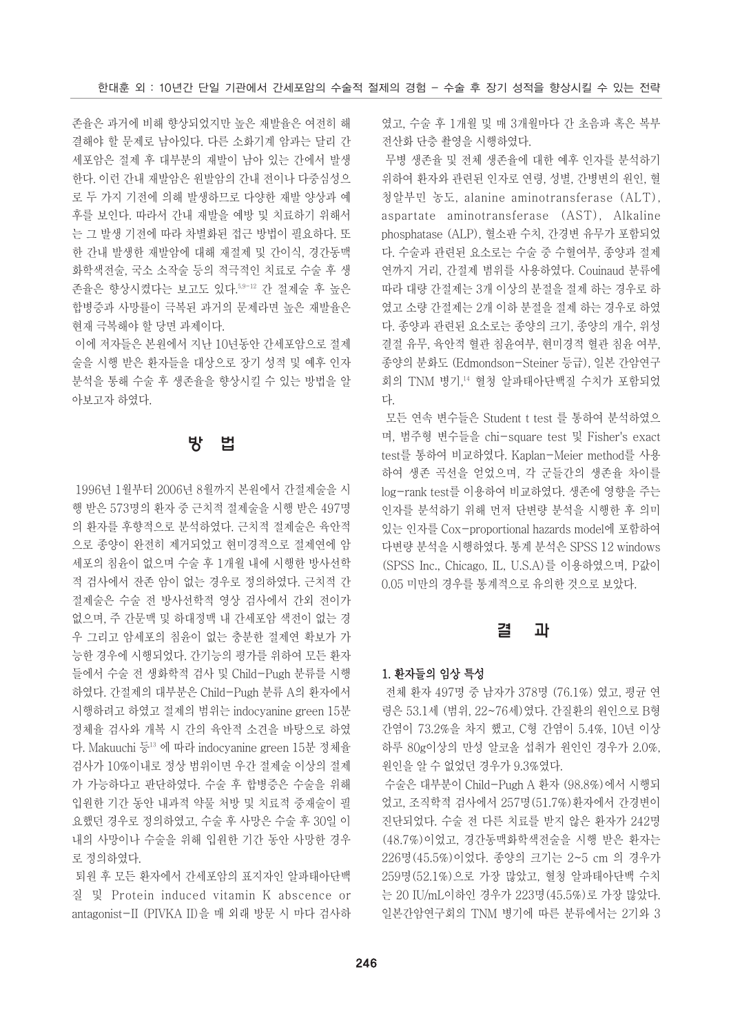존율은 과거에 비해 향상되었지만 높은 재발율은 여전히 해결해야 할 문제로 남아있다. 다른 소화기계 암과는 달리 간세포암은 절제 후 대부분의 재발이 남아 있는 간에서 발생한다. 이런 간내 재발암은 원발암의 간내 전이나 다중심성으로 두 가지 기전에 의해 발생하므로 다양한 재발 양상과 예후를 보인다. 따라서 간내 재발을 예방 및 치료하기 위해서는 그 발생 기전에 따라 차별화된 접근 방법이 필요하다. 또한 간내 발생한 재발암에 대해 재절제 및 간이식, 경간동맥화학색전술, 국소 소작술 등의 적극적인 치료로 수술 후 생존율은 향상시켰다는 보고도 있다.[5,9-12] 간 절제술 후 높은 합병증과 사망률이 극복된 과거의 문제라면 높은 재발율은 현재 극복해야 할 당면 과제이다.

이에 저자들은 본원에서 지난 10년동안 간세포암으로 절제술을 시행 받은 환자들을 대상으로 장기 성적 및 예후 인자 분석을 통해 수술 후 생존율을 향상시킬 수 있는 방법을 알아보고자 하였다.

# 방 법

1996년 1월부터 2006년 8월까지 본원에서 간절제술을 시행 받은 573명의 환자 중 근치적 절제술을 시행 받은 497명의 환자를 후향적으로 분석하였다. 근치적 절제술은 육안적으로 종양이 완전히 제거되었고 현미경적으로 절제연에 암세포의 침윤이 없으며 수술 후 1개월 내에 시행한 방사선학적 검사에서 잔존 암이 없는 경우로 정의하였다. 근치적 간절제술은 수술 전 방사선학적 영상 검사에서 간외 전이가 없으며, 주 간문맥 및 하대정맥 내 간세포암 색전이 없는 경우 그리고 암세포의 침윤이 없는 충분한 절제연 확보가 가능한 경우에 시행되었다. 간기능의 평가를 위하여 모든 환자들에서 수술 전 생화학적 검사 및 Child-Pugh 분류를 시행하였다. 간절제의 대부분은 Child-Pugh 분류 A의 환자에서 시행하려고 하였고 절제의 범위는 indocyanine green 15분 정체율 검사와 개복 시 간의 육안적 소견을 바탕으로 하였다. Makuuchi 등[13] 에 따라 indocyanine green 15분 정체율 검사가 10%이내로 정상 범위이면 우간 절제술 이상의 절제가 가능하다고 판단하였다. 수술 후 합병증은 수술을 위해 입원한 기간 동안 내과적 약물 처방 및 치료적 중재술이 필요했던 경우로 정의하였고, 수술 후 사망은 수술 후 30일 이내의 사망이나 수술을 위해 입원한 기간 동안 사망한 경우로 정의하였다.

퇴원 후 모든 환자에서 간세포암의 표지자인 알파태아단백질 및 Protein induced vitamin K abscence or antagonist-II (PIVKA II)을 매 외래 방문 시 마다 검사하였고, 수술 후 1개월 및 매 3개월마다 간 초음파 혹은 복부 전산화 단층 촬영을 시행하였다.

무병 생존율 및 전체 생존율에 대한 예후 인자를 분석하기 위하여 환자와 관련된 인자로 연령, 성별, 간병변의 원인, 혈청알부민 농도, alanine aminotransferase (ALT), aspartate aminotransferase (AST), Alkaline phosphatase (ALP), 혈소판 수치, 간경변 유무가 포함되었다. 수술과 관련된 요소로는 수술 중 수혈여부, 종양과 절제연까지 거리, 간절제 범위를 사용하였다. Couinaud 분류에 따라 대량 간절제는 3개 이상의 분절을 절제 하는 경우로 하였고 소량 간절제는 2개 이하 분절을 절제 하는 경우로 하였다. 종양과 관련된 요소로는 종양의 크기, 종양의 개수, 위성결절 유무, 육안적 혈관 침윤여부, 현미경적 혈관 침윤 여부, 종양의 분화도 (Edmondson-Steiner 등급), 일본 간암연구회의 TNM 병기,[14] 혈청 알파태아단백질 수치가 포함되었다.

모든 연속 변수들은 Student t test 를 통하여 분석하였으며, 범주형 변수들을 chi-square test 및 Fisher's exact test를 통하여 비교하였다. Kaplan-Meier method를 사용하여 생존 곡선을 얻었으며, 각 군들간의 생존율 차이를 log-rank test를 이용하여 비교하였다. 생존에 영향을 주는 인자를 분석하기 위해 먼저 단변량 분석을 시행한 후 의미 있는 인자를 Cox-proportional hazards model에 포함하여 다변량 분석을 시행하였다. 통계 분석은 SPSS 12 windows (SPSS Inc., Chicago, IL, U.S.A)를 이용하였으며, P값이 0.05 미만의 경우를 통계적으로 유의한 것으로 보았다.

# 결 과

### 1. 환자들의 임상 특성

전체 환자 497명 중 남자가 378명 (76.1%) 였고, 평균 연령은 53.1세 (범위, 22~76세)였다. 간질환의 원인으로 B형 간염이 73.2%을 차지 했고, C형 간염이 5.4%, 10년 이상 하루 80g이상의 만성 알코올 섭취가 원인인 경우가 2.0%, 원인을 알 수 없었던 경우가 9.3%였다.

수술은 대부분이 Child-Pugh A 환자 (98.8%)에서 시행되었고, 조직학적 검사에서 257명(51.7%)환자에서 간경변이 진단되었다. 수술 전 다른 치료를 받지 않은 환자가 242명 (48.7%)이었고, 경간동맥화학색전술을 시행 받은 환자는 226명(45.5%)이었다. 종양의 크기는 2~5 cm 의 경우가 259명(52.1%)으로 가장 많았고, 혈청 알파태아단백 수치는 20 IU/mL이하인 경우가 223명(45.5%)로 가장 많았다. 일본간암연구회의 TNM 병기에 따른 분류에서는 2기와 3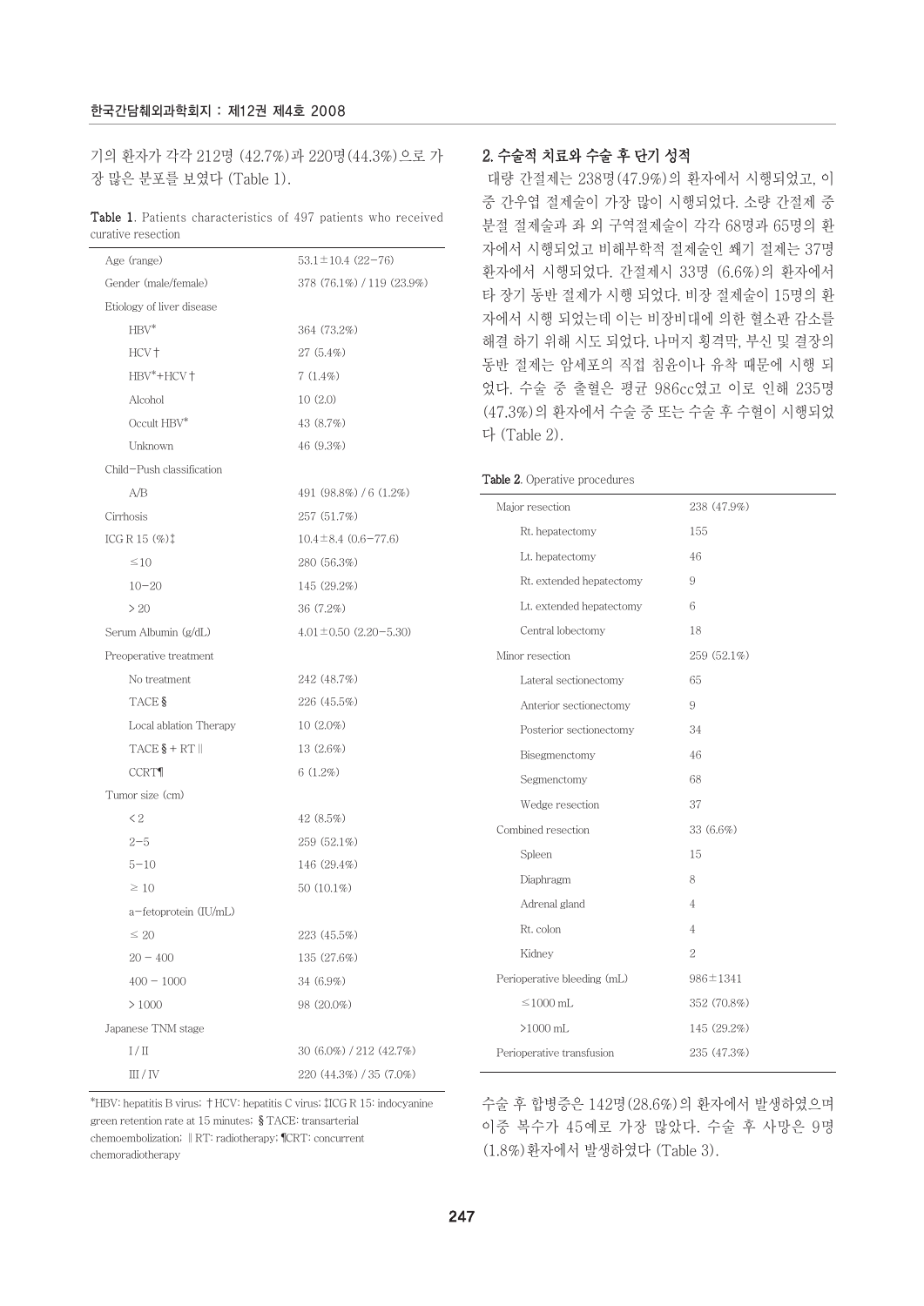기의 환자가 각각 212명 (42.7%)과 220명(44.3%)으로 가장 많은 분포를 보였다 (Table 1).

**Table 1**. Patients characteristics of 497 patients who received curative resection

| | |
|---|---|
| Age (range) | 53.1±10.4 (22−76) |
| Gender (male/female) | 378 (76.1%) / 119 (23.9%) |
| Etiology of liver disease | |
| HBV* | 364 (73.2%) |
| HCV† | 27 (5.4%) |
| HBV*+HCV† | 7 (1.4%) |
| Alcohol | 10 (2.0) |
| Occult HBV* | 43 (8.7%) |
| Unknown | 46 (9.3%) |
| Child−Push classification | |
| A/B | 491 (98.8%) / 6 (1.2%) |
| Cirrhosis | 257 (51.7%) |
| ICG R 15 (%)‡ | 10.4±8.4 (0.6−77.6) |
| ≤10 | 280 (56.3%) |
| 10−20 | 145 (29.2%) |
| > 20 | 36 (7.2%) |
| Serum Albumin (g/dL) | 4.01±0.50 (2.20−5.30) |
| Preoperative treatment | |
| No treatment | 242 (48.7%) |
| TACE§ | 226 (45.5%) |
| Local ablation Therapy | 10 (2.0%) |
| TACE§ + RT∥ | 13 (2.6%) |
| CCRT¶ | 6 (1.2%) |
| Tumor size (cm) | |
| < 2 | 42 (8.5%) |
| 2−5 | 259 (52.1%) |
| 5−10 | 146 (29.4%) |
| ≥ 10 | 50 (10.1%) |
| a−fetoprotein (IU/mL) | |
| ≤ 20 | 223 (45.5%) |
| 20 − 400 | 135 (27.6%) |
| 400 − 1000 | 34 (6.9%) |
| > 1000 | 98 (20.0%) |
| Japanese TNM stage | |
| I / II | 30 (6.0%) / 212 (42.7%) |
| III / IV | 220 (44.3%) / 35 (7.0%) |

*HBV: hepatitis B virus; †HCV: hepatitis C virus; ‡ICG R 15: indocyanine green retention rate at 15 minutes; §TACE: transarterial chemoembolization; ∥RT: radiotherapy; ¶CRT: concurrent chemoradiotherapy

### 2. 수술적 치료와 수술 후 단기 성적

대량 간절제는 238명(47.9%)의 환자에서 시행되었고, 이 중 간우엽 절제술이 가장 많이 시행되었다. 소량 간절제 중 분절 절제술과 좌 외 구역절제술이 각각 68명과 65명의 환자에서 시행되었고 비해부학적 절제술인 쐐기 절제는 37명 환자에서 시행되었다. 간절제시 33명 (6.6%)의 환자에서 타 장기 동반 절제가 시행 되었다. 비장 절제술이 15명의 환자에서 시행 되었는데 이는 비장비대에 의한 혈소판 감소를 해결 하기 위해 시도 되었다. 나머지 횡격막, 부신 및 결장의 동반 절제는 암세포의 직접 침윤이나 유착 때문에 시행 되었다. 수술 중 출혈은 평균 986cc였고 이로 인해 235명(47.3%)의 환자에서 수술 중 또는 수술 후 수혈이 시행되었다 (Table 2).

**Table 2**. Operative procedures

| | |
|---|---|
| Major resection | 238 (47.9%) |
| Rt. hepatectomy | 155 |
| Lt. hepatectomy | 46 |
| Rt. extended hepatectomy | 9 |
| Lt. extended hepatectomy | 6 |
| Central lobectomy | 18 |
| Minor resection | 259 (52.1%) |
| Lateral sectionectomy | 65 |
| Anterior sectionectomy | 9 |
| Posterior sectionectomy | 34 |
| Bisegmenctomy | 46 |
| Segmenctomy | 68 |
| Wedge resection | 37 |
| Combined resection | 33 (6.6%) |
| Spleen | 15 |
| Diaphragm | 8 |
| Adrenal gland | 4 |
| Rt. colon | 4 |
| Kidney | 2 |
| Perioperative bleeding (mL) | 986±1341 |
| ≤1000 mL | 352 (70.8%) |
| >1000 mL | 145 (29.2%) |
| Perioperative transfusion | 235 (47.3%) |

수술 후 합병증은 142명(28.6%)의 환자에서 발생하였으며 이중 복수가 45예로 가장 많았다. 수술 후 사망은 9명(1.8%)환자에서 발생하였다 (Table 3).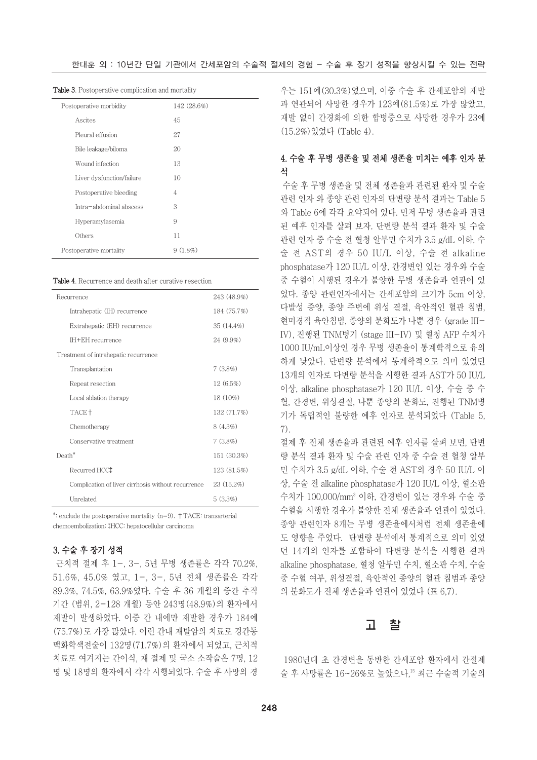Table 3. Postoperative complication and mortality

| | |
|---|---|
| Postoperative morbidity | 142 (28.6%) |
| Ascites | 45 |
| Pleural effusion | 27 |
| Bile leakage/biloma | 20 |
| Wound infection | 13 |
| Liver dysfunction/failure | 10 |
| Postoperative bleeding | 4 |
| Intra-abdominal abscess | 3 |
| Hyperamylasemia | 9 |
| Others | 11 |
| Postoperative mortality | 9 (1.8%) |

Table 4. Recurrence and death after curative resection

| | |
|---|---|
| Recurrence | 243 (48.9%) |
| Intrahepatic (IH) recurrence | 184 (75.7%) |
| Extrahepatic (EH) recurrence | 35 (14.4%) |
| IH+EH recurrence | 24 (9.9%) |
| Treatment of intrahepatic recurrence | |
| Transplantation | 7 (3.8%) |
| Repeat resection | 12 (6.5%) |
| Local ablation therapy | 18 (10%) |
| TACE† | 132 (71.7%) |
| Chemotherapy | 8 (4.3%) |
| Conservative treatment | 7 (3.8%) |
| Death* | 151 (30.3%) |
| Recurred HCC‡ | 123 (81.5%) |
| Complication of liver cirrhosis without recurrence | 23 (15.2%) |
| Unrelated | 5 (3.3%) |

*: exclude the postoperative mortality (n=9). †TACE: transarterial chemoembolization; ‡HCC: hepatocellular carcinoma

### 3. 수술 후 장기 성적

근치적 절제 후 1-, 3-, 5년 무병 생존률은 각각 70.2%, 51.6%, 45.0% 였고, 1-, 3-, 5년 전체 생존률은 각각 89.3%, 74.5%, 63.9%였다. 수술 후 36 개월의 중간 추적 기간 (범위, 2-128 개월) 동안 243명(48.9%)의 환자에서 재발이 발생하였다. 이중 간 내에만 재발한 경우가 184예 (75.7%)로 가장 많았다. 이런 간내 재발암의 치료로 경간동맥화학색전술이 132명(71.7%)의 환자에서 되었고, 근치적 치료로 여겨지는 간이식, 재 절제 및 국소 소작술은 7명, 12명 및 18명의 환자에서 각각 시행되었다. 수술 후 사망의 경우는 151예(30.3%)였으며, 이중 수술 후 간세포암의 재발과 연관되어 사망한 경우가 123예(81.5%)로 가장 많았고, 재발 없이 간경화에 의한 합병증으로 사망한 경우가 23예 (15.2%)있었다 (Table 4).

### 4. 수술 후 무병 생존율 및 전체 생존율 미치는 예후 인자 분석

수술 후 무병 생존율 및 전체 생존율과 관련된 환자 및 수술 관련 인자 와 종양 관련 인자의 단변량 분석 결과는 Table 5와 Table 6에 각각 요약되어 있다. 먼저 무병 생존율과 관련된 예후 인자를 살펴 보자. 단변량 분석 결과 환자 및 수술 관련 인자 중 수술 전 혈청 알부민 수치가 3.5 g/dL 이하, 수술 전 AST의 경우 50 IU/L 이상, 수술 전 alkaline phosphatase가 120 IU/L 이상, 간경변인 있는 경우와 수술 중 수혈이 시행된 경우가 불양한 무병 생존율과 연관이 있었다. 종양 관련인자에서는 간세포암의 크기가 5cm 이상, 다발성 종양, 종양 주변에 위성 결절, 육안적인 혈관 침범, 현미경적 육안침범, 종양의 분화도가 나쁜 경우 (grade III-IV), 진행된 TNM병기 (stage III-IV) 및 혈청 AFP 수치가 1000 IU/mL이상인 경우 무병 생존율이 통계학적으로 유의하게 낮았다. 단변량 분석에서 통계학적으로 의미 있었던 13개의 인자로 다변량 분석을 시행한 결과 AST가 50 IU/L 이상, alkaline phosphatase가 120 IU/L 이상, 수술 중 수혈, 간경변, 위성결절, 나쁜 종양의 분화도, 진행된 TNM병기가 독립적인 불량한 예후 인자로 분석되었다 (Table 5, 7).

절제 후 전체 생존율과 관련된 예후 인자를 살펴 보면, 단변량 분석 결과 환자 및 수술 관련 인자 중 수술 전 혈청 알부민 수치가 3.5 g/dL 이하, 수술 전 AST의 경우 50 IU/L 이상, 수술 전 alkaline phosphatase가 120 IU/L 이상, 혈소판 수치가 100,000/mm$^3$ 이하, 간경변이 있는 경우와 수술 중 수혈을 시행한 경우가 불양한 전체 생존율과 연관이 있었다. 종양 관련인자 8개는 무병 생존율에서처럼 전체 생존율에도 영향을 주었다. 단변량 분석에서 통계학적으로 의미 있었던 14개의 인자를 포함하여 다변량 분석을 시행한 결과 alkaline phosphatase, 혈청 알부민 수치, 혈소판 수치, 수술 중 수혈 여부, 위성결절, 육안적인 종양의 혈관 침범과 종양의 분화도가 전체 생존율과 연관이 있었다 (표 6,7).

## 고 찰

1980년대 초 간경변을 동반한 간세포암 환자에서 간절제술 후 사망률은 16~26%로 높았으나,[15] 최근 수술적 기술의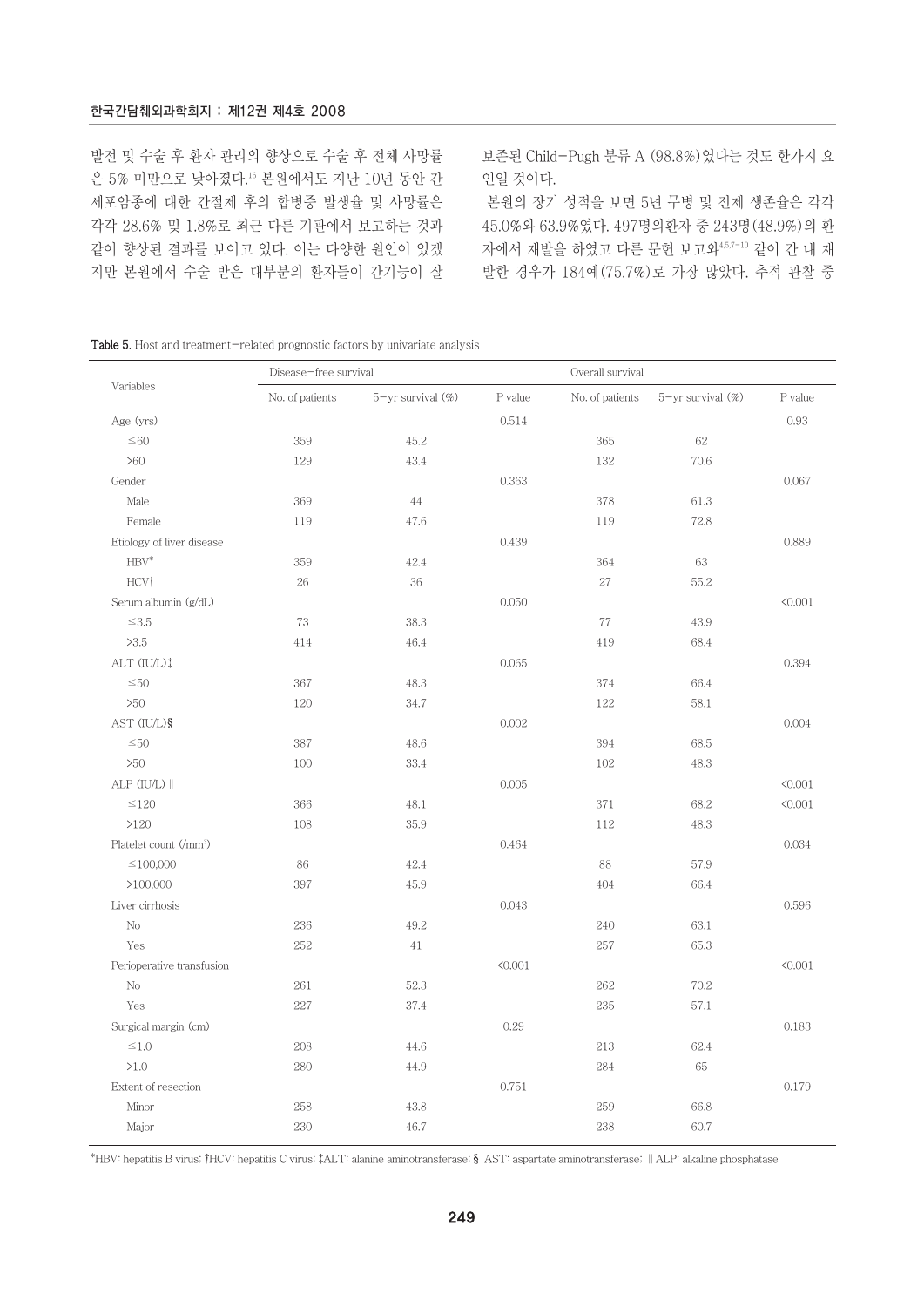발전 및 수술 후 환자 관리의 향상으로 수술 후 전체 사망률은 5% 미만으로 낮아졌다.[16] 본원에서도 지난 10년 동안 간세포암종에 대한 간절제 후의 합병증 발생율 및 사망률은 각각 28.6% 및 1.8%로 최근 다른 기관에서 보고하는 것과 같이 향상된 결과를 보이고 있다. 이는 다양한 원인이 있겠지만 본원에서 수술 받은 대부분의 환자들이 간기능이 잘 보존된 Child-Pugh 분류 A (98.8%)였다는 것도 한가지 요인일 것이다.

본원의 장기 성적을 보면 5년 무병 및 전체 생존율은 각각 45.0%와 63.9%였다. 497명의환자 중 243명(48.9%)의 환자에서 재발을 하였고 다른 문헌 보고와[4,5,7-10] 같이 간 내 재발한 경우가 184예(75.7%)로 가장 많았다. 추적 관찰 중

**Table 5.** Host and treatment-related prognostic factors by univariate analysis

| Variables | Disease-free survival | | | Overall survival | | |
|---|---|---|---|---|---|---|
| | No. of patients | 5-yr survival (%) | P value | No. of patients | 5-yr survival (%) | P value |
| Age (yrs) | | | 0.514 | | | 0.93 |
| ≤60 | 359 | 45.2 | | 365 | 62 | |
| >60 | 129 | 43.4 | | 132 | 70.6 | |
| Gender | | | 0.363 | | | 0.067 |
| Male | 369 | 44 | | 378 | 61.3 | |
| Female | 119 | 47.6 | | 119 | 72.8 | |
| Etiology of liver disease | | | 0.439 | | | 0.889 |
| HBV* | 359 | 42.4 | | 364 | 63 | |
| HCV† | 26 | 36 | | 27 | 55.2 | |
| Serum albumin (g/dL) | | | 0.050 | | | <0.001 |
| ≤3.5 | 73 | 38.3 | | 77 | 43.9 | |
| >3.5 | 414 | 46.4 | | 419 | 68.4 | |
| ALT (IU/L)‡ | | | 0.065 | | | 0.394 |
| ≤50 | 367 | 48.3 | | 374 | 66.4 | |
| >50 | 120 | 34.7 | | 122 | 58.1 | |
| AST (IU/L)§ | | | 0.002 | | | 0.004 |
| ≤50 | 387 | 48.6 | | 394 | 68.5 | |
| >50 | 100 | 33.4 | | 102 | 48.3 | |
| ALP (IU/L)∥ | | | 0.005 | | | <0.001 |
| ≤120 | 366 | 48.1 | | 371 | 68.2 | <0.001 |
| >120 | 108 | 35.9 | | 112 | 48.3 | |
| Platelet count (/mm³) | | | 0.464 | | | 0.034 |
| ≤100,000 | 86 | 42.4 | | 88 | 57.9 | |
| >100,000 | 397 | 45.9 | | 404 | 66.4 | |
| Liver cirrhosis | | | 0.043 | | | 0.596 |
| No | 236 | 49.2 | | 240 | 63.1 | |
| Yes | 252 | 41 | | 257 | 65.3 | |
| Perioperative transfusion | | | <0.001 | | | <0.001 |
| No | 261 | 52.3 | | 262 | 70.2 | |
| Yes | 227 | 37.4 | | 235 | 57.1 | |
| Surgical margin (cm) | | | 0.29 | | | 0.183 |
| ≤1.0 | 208 | 44.6 | | 213 | 62.4 | |
| >1.0 | 280 | 44.9 | | 284 | 65 | |
| Extent of resection | | | 0.751 | | | 0.179 |
| Minor | 258 | 43.8 | | 259 | 66.8 | |
| Major | 230 | 46.7 | | 238 | 60.7 | |

*HBV: hepatitis B virus; †HCV: hepatitis C virus; ‡ALT: alanine aminotransferase; § AST: aspartate aminotransferase; ∥ALP: alkaline phosphatase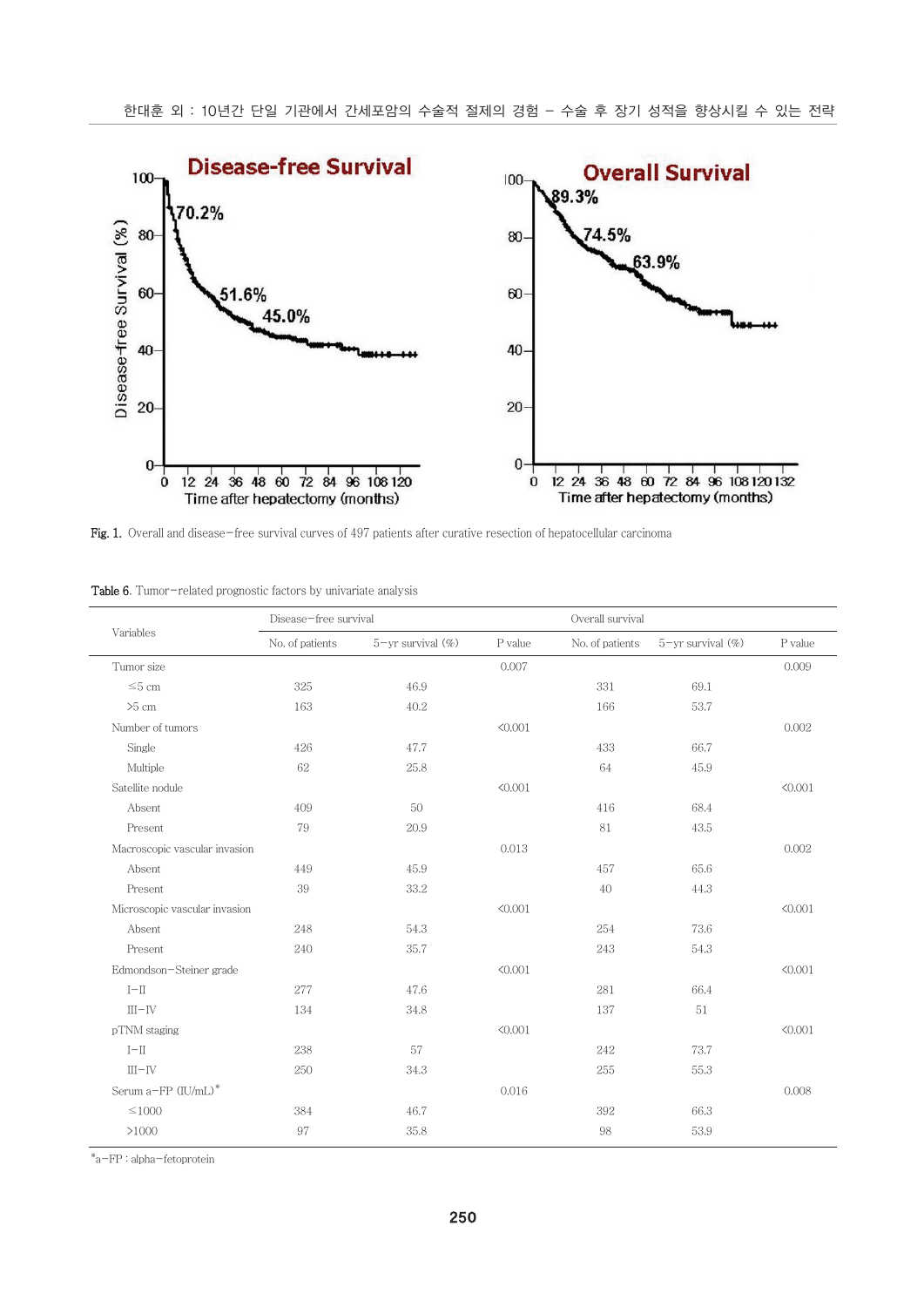Fig. 1. Overall and disease-free survival curves of 497 patients after curative resection of hepatocellular carcinoma

Table 6. Tumor-related prognostic factors by univariate analysis

| Variables | Disease-free survival | | | Overall survival | | |
|---|---|---|---|---|---|---|
| | No. of patients | 5-yr survival (%) | P value | No. of patients | 5-yr survival (%) | P value |
| Tumor size | | | 0.007 | | | 0.009 |
| ≤5 cm | 325 | 46.9 | | 331 | 69.1 | |
| >5 cm | 163 | 40.2 | | 166 | 53.7 | |
| Number of tumors | | | <0.001 | | | 0.002 |
| Single | 426 | 47.7 | | 433 | 66.7 | |
| Multiple | 62 | 25.8 | | 64 | 45.9 | |
| Satellite nodule | | | <0.001 | | | <0.001 |
| Absent | 409 | 50 | | 416 | 68.4 | |
| Present | 79 | 20.9 | | 81 | 43.5 | |
| Macroscopic vascular invasion | | | 0.013 | | | 0.002 |
| Absent | 449 | 45.9 | | 457 | 65.6 | |
| Present | 39 | 33.2 | | 40 | 44.3 | |
| Microscopic vascular invasion | | | <0.001 | | | <0.001 |
| Absent | 248 | 54.3 | | 254 | 73.6 | |
| Present | 240 | 35.7 | | 243 | 54.3 | |
| Edmondson-Steiner grade | | | <0.001 | | | <0.001 |
| I-II | 277 | 47.6 | | 281 | 66.4 | |
| III-IV | 134 | 34.8 | | 137 | 51 | |
| pTNM staging | | | <0.001 | | | <0.001 |
| I-II | 238 | 57 | | 242 | 73.7 | |
| III-IV | 250 | 34.3 | | 255 | 55.3 | |
| Serum a-FP (IU/mL)* | | | 0.016 | | | 0.008 |
| ≤1000 | 384 | 46.7 | | 392 | 66.3 | |
| >1000 | 97 | 35.8 | | 98 | 53.9 | |

*a-FP : alpha-fetoprotein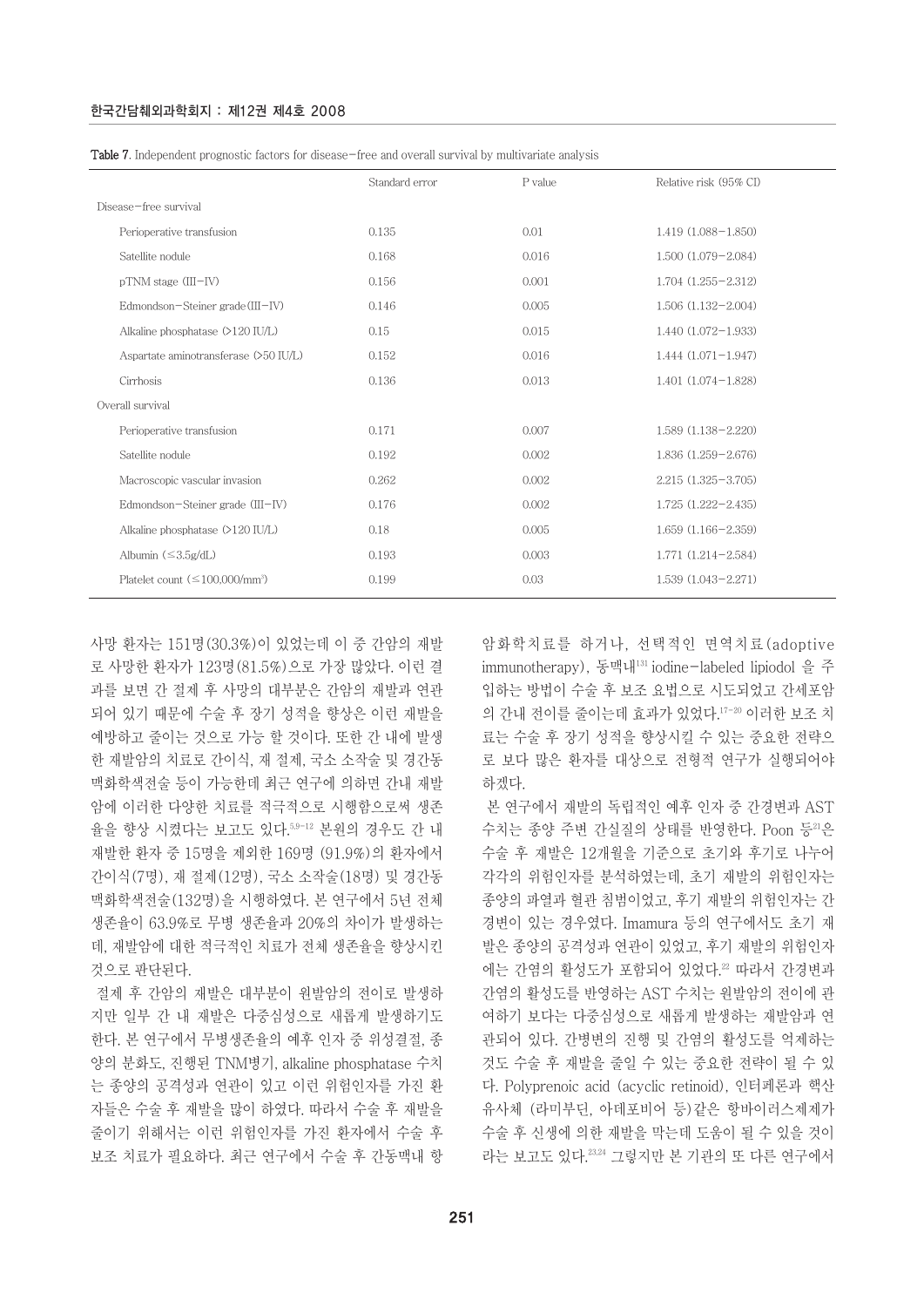Table 7. Independent prognostic factors for disease-free and overall survival by multivariate analysis

| | Standard error | P value | Relative risk (95% CI) |
|---|---|---|---|
| Disease-free survival | | | |
| Perioperative transfusion | 0.135 | 0.01 | 1.419 (1.088-1.850) |
| Satellite nodule | 0.168 | 0.016 | 1.500 (1.079-2.084) |
| pTNM stage (III-IV) | 0.156 | 0.001 | 1.704 (1.255-2.312) |
| Edmondson-Steiner grade(III-IV) | 0.146 | 0.005 | 1.506 (1.132-2.004) |
| Alkaline phosphatase (>120 IU/L) | 0.15 | 0.015 | 1.440 (1.072-1.933) |
| Aspartate aminotransferase (>50 IU/L) | 0.152 | 0.016 | 1.444 (1.071-1.947) |
| Cirrhosis | 0.136 | 0.013 | 1.401 (1.074-1.828) |
| Overall survival | | | |
| Perioperative transfusion | 0.171 | 0.007 | 1.589 (1.138-2.220) |
| Satellite nodule | 0.192 | 0.002 | 1.836 (1.259-2.676) |
| Macroscopic vascular invasion | 0.262 | 0.002 | 2.215 (1.325-3.705) |
| Edmondson-Steiner grade (III-IV) | 0.176 | 0.002 | 1.725 (1.222-2.435) |
| Alkaline phosphatase (>120 IU/L) | 0.18 | 0.005 | 1.659 (1.166-2.359) |
| Albumin (≤3.5g/dL) | 0.193 | 0.003 | 1.771 (1.214-2.584) |
| Platelet count (≤100,000/mm³) | 0.199 | 0.03 | 1.539 (1.043-2.271) |

사망 환자는 151명(30.3%)이 있었는데 이 중 간암의 재발로 사망한 환자가 123명(81.5%)으로 가장 많았다. 이런 결과를 보면 간 절제 후 사망의 대부분은 간암의 재발과 연관되어 있기 때문에 수술 후 장기 성적을 향상은 이런 재발을 예방하고 줄이는 것으로 가능 할 것이다. 또한 간 내에 발생한 재발암의 치료로 간이식, 재 절제, 국소 소작술 및 경간동맥화학색전술 등이 가능한데 최근 연구에 의하면 간내 재발암에 이러한 다양한 치료를 적극적으로 시행함으로써 생존율을 향상 시켰다는 보고도 있다.[5-9-12] 본원의 경우도 간 내 재발한 환자 중 15명을 제외한 169명 (91.9%)의 환자에서 간이식(7명), 재 절제(12명), 국소 소작술(18명) 및 경간동맥화학색전술(132명)을 시행하였다. 본 연구에서 5년 전체 생존율이 63.9%로 무병 생존율과 20%의 차이가 발생하는데, 재발암에 대한 적극적인 치료가 전체 생존율을 향상시킨 것으로 판단된다.

절제 후 간암의 재발은 대부분이 원발암의 전이로 발생하지만 일부 간 내 재발은 다중심성으로 새롭게 발생하기도 한다. 본 연구에서 무병생존율의 예후 인자 중 위성결절, 종양의 분화도, 진행된 TNM병기, alkaline phosphatase 수치는 종양의 공격성과 연관이 있고 이런 위험인자를 가진 환자들은 수술 후 재발을 많이 하였다. 따라서 수술 후 재발을 줄이기 위해서는 이런 위험인자를 가진 환자에서 수술 후 보조 치료가 필요하다. 최근 연구에서 수술 후 간동맥내 항암화학치료를 하거나, 선택적인 면역치료(adoptive immunotherapy), 동맥내[131] iodine-labeled lipiodol 을 주입하는 방법이 수술 후 보조 요법으로 시도되었고 간세포암의 간내 전이를 줄이는데 효과가 있었다.[17-20] 이러한 보조 치료는 수술 후 장기 성적을 향상시킬 수 있는 중요한 전략으로 보다 많은 환자를 대상으로 전형적 연구가 실행되어야 하겠다.

본 연구에서 재발의 독립적인 예후 인자 중 간경변과 AST 수치는 종양 주변 간실질의 상태를 반영한다. Poon 등[21]은 수술 후 재발은 12개월을 기준으로 초기와 후기로 나누어 각각의 위험인자를 분석하였는데, 초기 재발의 위험인자는 종양의 파열과 혈관 침범이었고, 후기 재발의 위험인자는 간경변이 있는 경우였다. Imamura 등의 연구에서도 초기 재발은 종양의 공격성과 연관이 있었고, 후기 재발의 위험인자에는 간염의 활성도가 포함되어 있었다.[22] 따라서 간경변과 간염의 활성도를 반영하는 AST 수치는 원발암의 전이에 관여하기 보다는 다중심성으로 새롭게 발생하는 재발암과 연관되어 있다. 간병변의 진행 및 간염의 활성도를 억제하는 것도 수술 후 재발을 줄일 수 있는 중요한 전략이 될 수 있다. Polyprenoic acid (acyclic retinoid), 인터페론과 핵산 유사체 (라미부딘, 아데포비어 등)같은 항바이러스제제가 수술 후 신생에 의한 재발을 막는데 도움이 될 수 있을 것이라는 보고도 있다.[23,24] 그렇지만 본 기관의 또 다른 연구에서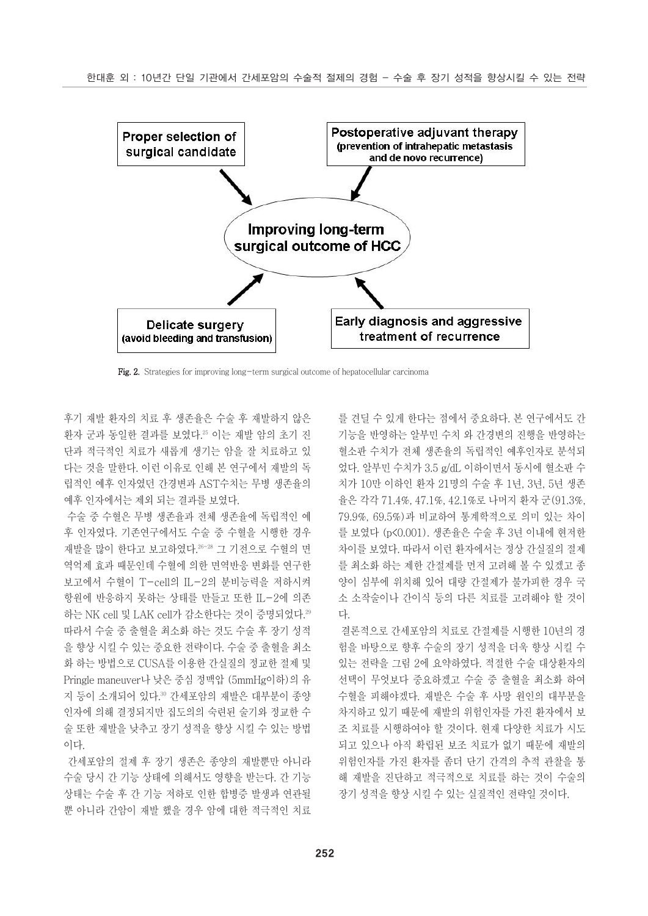Proper selection of surgical candidate

Postoperative adjuvant therapy (prevention of intrahepatic metastasis and de novo recurrence)

Improving long-term surgical outcome of HCC

Delicate surgery (avoid bleeding and transfusion)

Early diagnosis and aggressive treatment of recurrence

**Fig. 2.** Strategies for improving long-term surgical outcome of hepatocellular carcinoma

후기 재발 환자의 치료 후 생존율은 수술 후 재발하지 않은 환자 군과 동일한 결과를 보였다.[25] 이는 재발 암의 초기 진단과 적극적인 치료가 새롭게 생기는 암을 잘 치료하고 있다는 것을 말한다. 이런 이유로 인해 본 연구에서 재발의 독립적인 예후 인자였던 간경변과 AST수치는 무병 생존율의 예후 인자에서는 제외 되는 결과를 보였다.

수술 중 수혈은 무병 생존율과 전체 생존율에 독립적인 예후 인자였다. 기존연구에서도 수술 중 수혈을 시행한 경우 재발을 많이 한다고 보고하였다.[26-28] 그 기전으로 수혈의 면역억제 효과 때문인데 수혈에 의한 면역반응 변화를 연구한 보고에서 수혈이 T-cell의 IL-2의 분비능력을 저하시켜 항원에 반응하지 못하는 상태를 만들고 또한 IL-2에 의존하는 NK cell 및 LAK cell가 감소한다는 것이 증명되었다.[29] 따라서 수술 중 출혈을 최소화 하는 것도 수술 후 장기 성적을 향상 시킬 수 있는 중요한 전략이다. 수술 중 출혈을 최소화 하는 방법으로 CUSA를 이용한 간실질의 정교한 절제 및 Pringle maneuver나 낮은 중심 정맥압 (5mmHg이하)의 유지 등이 소개되어 있다.[30] 간세포암의 재발은 대부분이 종양인자에 의해 결정되지만 집도의의 숙련된 술기와 정교한 수술 또한 재발을 낮추고 장기 성적을 향상 시킬 수 있는 방법이다.

간세포암의 절제 후 장기 생존은 종양의 재발뿐만 아니라 수술 당시 간 기능 상태에 의해서도 영향을 받는다. 간 기능 상태는 수술 후 간 기능 저하로 인한 합병증 발생과 연관될 뿐 아니라 간암이 재발 했을 경우 암에 대한 적극적인 치료를 견딜 수 있게 한다는 점에서 중요하다. 본 연구에서도 간기능을 반영하는 알부민 수치 와 간경변의 진행을 반영하는 혈소판 수치가 전체 생존율의 독립적인 예후인자로 분석되었다. 알부민 수치가 3.5 g/dL 이하이면서 동시에 혈소판 수치가 10만 이하인 환자 21명의 수술 후 1년, 3년, 5년 생존율은 각각 71.4%, 47.1%, 42.1%로 나머지 환자 군(91.3%, 79.9%, 69.5%)과 비교하여 통계학적으로 의미 있는 차이를 보였다 ($p<0.001$). 생존율은 수술 후 3년 이내에 현저한 차이를 보였다. 따라서 이런 환자에서는 정상 간실질의 절제를 최소화 하는 제한 간절제를 먼저 고려해 볼 수 있겠고 종양이 심부에 위치해 있어 대량 간절제가 불가피한 경우 국소 소작술이나 간이식 등의 다른 치료를 고려해야 할 것이다.

결론적으로 간세포암의 치료로 간절제를 시행한 10년의 경험을 바탕으로 향후 수술의 장기 성적을 더욱 향상 시킬 수 있는 전략을 그림 2에 요약하였다. 적절한 수술 대상환자의 선택이 무엇보다 중요하겠고 수술 중 출혈을 최소화 하여 수혈을 피해야겠다. 재발은 수술 후 사망 원인의 대부분을 차지하고 있기 때문에 재발의 위험인자를 가진 환자에서 보조 치료를 시행하여야 할 것이다. 현재 다양한 치료가 시도되고 있으나 아직 확립된 보조 치료가 없기 때문에 재발의 위험인자를 가진 환자를 좀더 단기 간격의 추적 관찰을 통해 재발을 진단하고 적극적으로 치료를 하는 것이 수술의 장기 성적을 향상 시킬 수 있는 실질적인 전략일 것이다.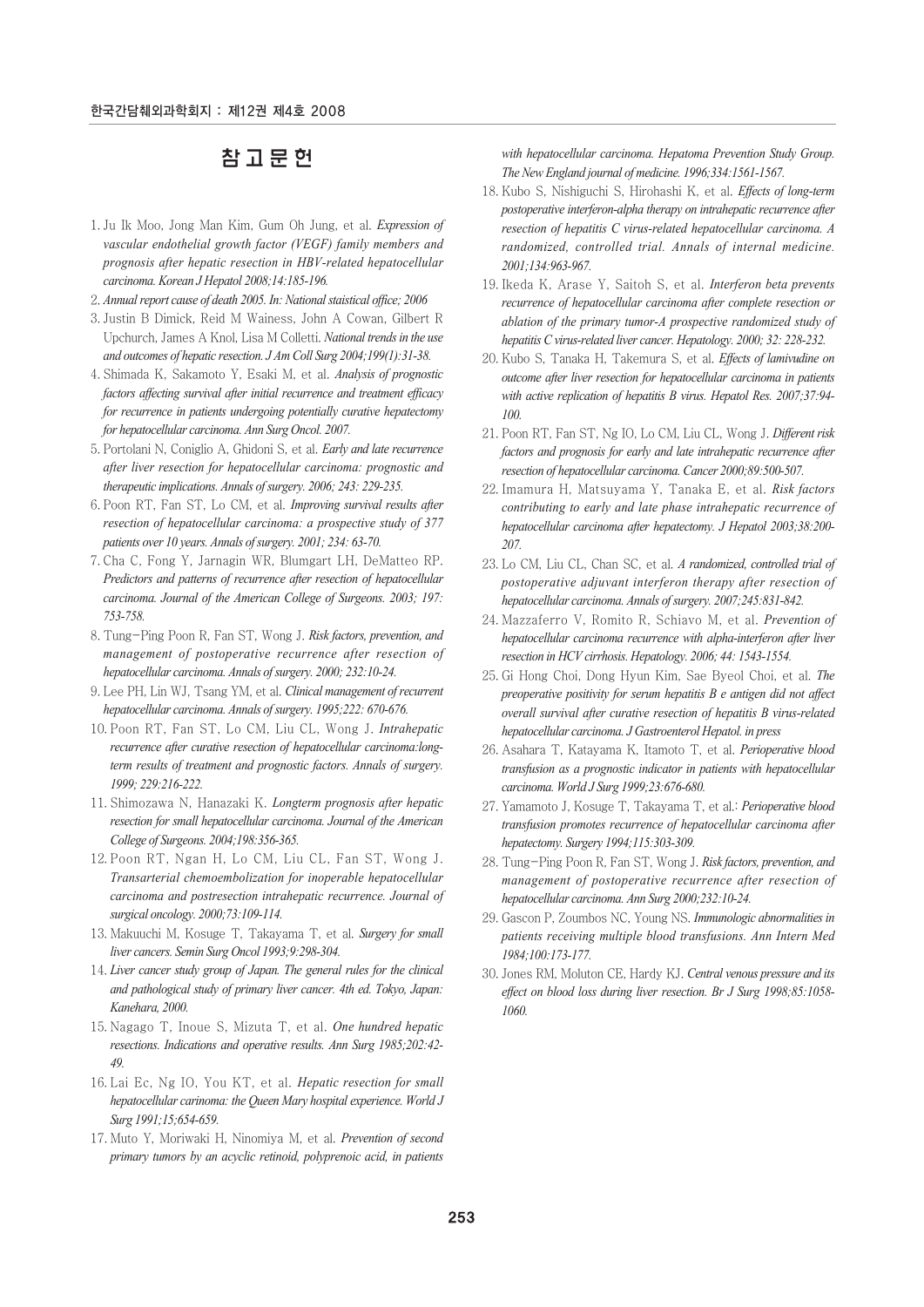# 참고문헌

1. Ju Ik Moo, Jong Man Kim, Gum Oh Jung, et al. *Expression of vascular endothelial growth factor (VEGF) family members and prognosis after hepatic resection in HBV-related hepatocellular carcinoma. Korean J Hepatol 2008;14:185-196.*
2. *Annual report cause of death 2005. In: National staistical office; 2006*
3. Justin B Dimick, Reid M Wainess, John A Cowan, Gilbert R Upchurch, James A Knol, Lisa M Colletti. *National trends in the use and outcomes of hepatic resection. J Am Coll Surg 2004;199(1):31-38.*
4. Shimada K, Sakamoto Y, Esaki M, et al. *Analysis of prognostic factors affecting survival after initial recurrence and treatment efficacy for recurrence in patients undergoing potentially curative hepatectomy for hepatocellular carcinoma. Ann Surg Oncol. 2007.*
5. Portolani N, Coniglio A, Ghidoni S, et al. *Early and late recurrence after liver resection for hepatocellular carcinoma: prognostic and therapeutic implications. Annals of surgery. 2006; 243: 229-235.*
6. Poon RT, Fan ST, Lo CM, et al. *Improving survival results after resection of hepatocellular carcinoma: a prospective study of 377 patients over 10 years. Annals of surgery. 2001; 234: 63-70.*
7. Cha C, Fong Y, Jarnagin WR, Blumgart LH, DeMatteo RP. *Predictors and patterns of recurrence after resection of hepatocellular carcinoma. Journal of the American College of Surgeons. 2003; 197: 753-758.*
8. Tung-Ping Poon R, Fan ST, Wong J. *Risk factors, prevention, and management of postoperative recurrence after resection of hepatocellular carcinoma. Annals of surgery. 2000; 232:10-24.*
9. Lee PH, Lin WJ, Tsang YM, et al. *Clinical management of recurrent hepatocellular carcinoma. Annals of surgery. 1995;222: 670-676.*
10. Poon RT, Fan ST, Lo CM, Liu CL, Wong J. *Intrahepatic recurrence after curative resection of hepatocellular carcinoma:long-term results of treatment and prognostic factors. Annals of surgery. 1999; 229:216-222.*
11. Shimozawa N, Hanazaki K. *Longterm prognosis after hepatic resection for small hepatocellular carcinoma. Journal of the American College of Surgeons. 2004;198:356-365.*
12. Poon RT, Ngan H, Lo CM, Liu CL, Fan ST, Wong J. *Transarterial chemoembolization for inoperable hepatocellular carcinoma and postresection intrahepatic recurrence. Journal of surgical oncology. 2000;73:109-114.*
13. Makuuchi M, Kosuge T, Takayama T, et al. *Surgery for small liver cancers. Semin Surg Oncol 1993;9:298-304.*
14. *Liver cancer study group of Japan. The general rules for the clinical and pathological study of primary liver cancer. 4th ed. Tokyo, Japan: Kanehara, 2000.*
15. Nagago T, Inoue S, Mizuta T, et al. *One hundred hepatic resections. Indications and operative results. Ann Surg 1985;202:42-49.*
16. Lai Ec, Ng IO, You KT, et al. *Hepatic resection for small hepatocellular carinoma: the Queen Mary hospital experience. World J Surg 1991;15;654-659.*
17. Muto Y, Moriwaki H, Ninomiya M, et al. *Prevention of second primary tumors by an acyclic retinoid, polyprenoic acid, in patients with hepatocellular carcinoma. Hepatoma Prevention Study Group. The New England journal of medicine. 1996;334:1561-1567.*
18. Kubo S, Nishiguchi S, Hirohashi K, et al. *Effects of long-term postoperative interferon-alpha therapy on intrahepatic recurrence after resection of hepatitis C virus-related hepatocellular carcinoma. A randomized, controlled trial. Annals of internal medicine. 2001;134:963-967.*
19. Ikeda K, Arase Y, Saitoh S, et al. *Interferon beta prevents recurrence of hepatocellular carcinoma after complete resection or ablation of the primary tumor-A prospective randomized study of hepatitis C virus-related liver cancer. Hepatology. 2000; 32: 228-232.*
20. Kubo S, Tanaka H, Takemura S, et al. *Effects of lamivudine on outcome after liver resection for hepatocellular carcinoma in patients with active replication of hepatitis B virus. Hepatol Res. 2007;37:94-100.*
21. Poon RT, Fan ST, Ng IO, Lo CM, Liu CL, Wong J. *Different risk factors and prognosis for early and late intrahepatic recurrence after resection of hepatocellular carcinoma. Cancer 2000;89:500-507.*
22. Imamura H, Matsuyama Y, Tanaka E, et al. *Risk factors contributing to early and late phase intrahepatic recurrence of hepatocellular carcinoma after hepatectomy. J Hepatol 2003;38:200-207.*
23. Lo CM, Liu CL, Chan SC, et al. *A randomized, controlled trial of postoperative adjuvant interferon therapy after resection of hepatocellular carcinoma. Annals of surgery. 2007;245:831-842.*
24. Mazzaferro V, Romito R, Schiavo M, et al. *Prevention of hepatocellular carcinoma recurrence with alpha-interferon after liver resection in HCV cirrhosis. Hepatology. 2006; 44: 1543-1554.*
25. Gi Hong Choi, Dong Hyun Kim, Sae Byeol Choi, et al. *The preoperative positivity for serum hepatitis B e antigen did not affect overall survival after curative resection of hepatitis B virus-related hepatocellular carcinoma. J Gastroenterol Hepatol. in press*
26. Asahara T, Katayama K, Itamoto T, et al. *Perioperative blood transfusion as a prognostic indicator in patients with hepatocellular carcinoma. World J Surg 1999;23:676-680.*
27. Yamamoto J, Kosuge T, Takayama T, et al.: *Perioperative blood transfusion promotes recurrence of hepatocellular carcinoma after hepatectomy. Surgery 1994;115:303-309.*
28. Tung-Ping Poon R, Fan ST, Wong J. *Risk factors, prevention, and management of postoperative recurrence after resection of hepatocellular carcinoma. Ann Surg 2000;232:10-24.*
29. Gascon P, Zoumbos NC, Young NS. *Immunologic abnormalities in patients receiving multiple blood transfusions. Ann Intern Med 1984;100:173-177.*
30. Jones RM, Moluton CE, Hardy KJ. *Central venous pressure and its effect on blood loss during liver resection. Br J Surg 1998;85:1058-1060.*